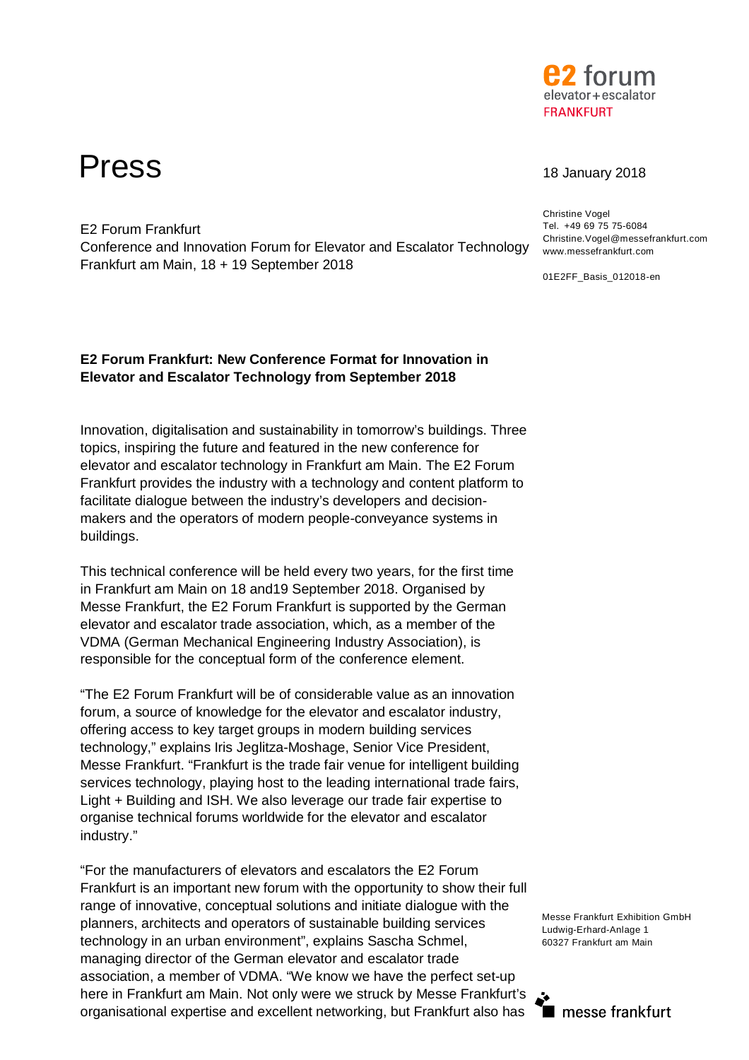e2 forum
elevator + escalator
FRANKFURT

# Press

18 January 2018

E2 Forum Frankfurt
Conference and Innovation Forum for Elevator and Escalator Technology
Frankfurt am Main, 18 + 19 September 2018

Christine Vogel
Tel. +49 69 75 75-6084
Christine.Vogel@messefrankfurt.com
www.messefrankfurt.com

01E2FF_Basis_012018-en

**E2 Forum Frankfurt: New Conference Format for Innovation in Elevator and Escalator Technology from September 2018**

Innovation, digitalisation and sustainability in tomorrow's buildings. Three topics, inspiring the future and featured in the new conference for elevator and escalator technology in Frankfurt am Main. The E2 Forum Frankfurt provides the industry with a technology and content platform to facilitate dialogue between the industry's developers and decision-makers and the operators of modern people-conveyance systems in buildings.

This technical conference will be held every two years, for the first time in Frankfurt am Main on 18 and19 September 2018. Organised by Messe Frankfurt, the E2 Forum Frankfurt is supported by the German elevator and escalator trade association, which, as a member of the VDMA (German Mechanical Engineering Industry Association), is responsible for the conceptual form of the conference element.

"The E2 Forum Frankfurt will be of considerable value as an innovation forum, a source of knowledge for the elevator and escalator industry, offering access to key target groups in modern building services technology," explains Iris Jeglitza-Moshage, Senior Vice President, Messe Frankfurt. "Frankfurt is the trade fair venue for intelligent building services technology, playing host to the leading international trade fairs, Light + Building and ISH. We also leverage our trade fair expertise to organise technical forums worldwide for the elevator and escalator industry."

"For the manufacturers of elevators and escalators the E2 Forum Frankfurt is an important new forum with the opportunity to show their full range of innovative, conceptual solutions and initiate dialogue with the planners, architects and operators of sustainable building services technology in an urban environment", explains Sascha Schmel, managing director of the German elevator and escalator trade association, a member of VDMA. "We know we have the perfect set-up here in Frankfurt am Main. Not only were we struck by Messe Frankfurt's organisational expertise and excellent networking, but Frankfurt also has

Messe Frankfurt Exhibition GmbH
Ludwig-Erhard-Anlage 1
60327 Frankfurt am Main

messe frankfurt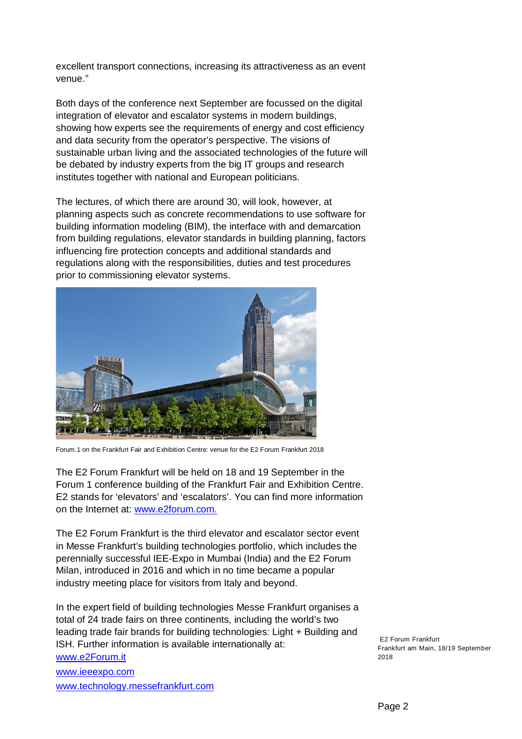excellent transport connections, increasing its attractiveness as an event venue."

Both days of the conference next September are focussed on the digital integration of elevator and escalator systems in modern buildings, showing how experts see the requirements of energy and cost efficiency and data security from the operator's perspective. The visions of sustainable urban living and the associated technologies of the future will be debated by industry experts from the big IT groups and research institutes together with national and European politicians.

The lectures, of which there are around 30, will look, however, at planning aspects such as concrete recommendations to use software for building information modeling (BIM), the interface with and demarcation from building regulations, elevator standards in building planning, factors influencing fire protection concepts and additional standards and regulations along with the responsibilities, duties and test procedures prior to commissioning elevator systems.

Forum.1 on the Frankfurt Fair and Exhibition Centre: venue for the E2 Forum Frankfurt 2018

The E2 Forum Frankfurt will be held on 18 and 19 September in the Forum 1 conference building of the Frankfurt Fair and Exhibition Centre. E2 stands for 'elevators' and 'escalators'. You can find more information on the Internet at: www.e2forum.com.

The E2 Forum Frankfurt is the third elevator and escalator sector event in Messe Frankfurt's building technologies portfolio, which includes the perennially successful IEE-Expo in Mumbai (India) and the E2 Forum Milan, introduced in 2016 and which in no time became a popular industry meeting place for visitors from Italy and beyond.

In the expert field of building technologies Messe Frankfurt organises a total of 24 trade fairs on three continents, including the world's two leading trade fair brands for building technologies: Light + Building and ISH. Further information is available internationally at:

www.e2Forum.it

www.ieeexpo.com

www.technology.messefrankfurt.com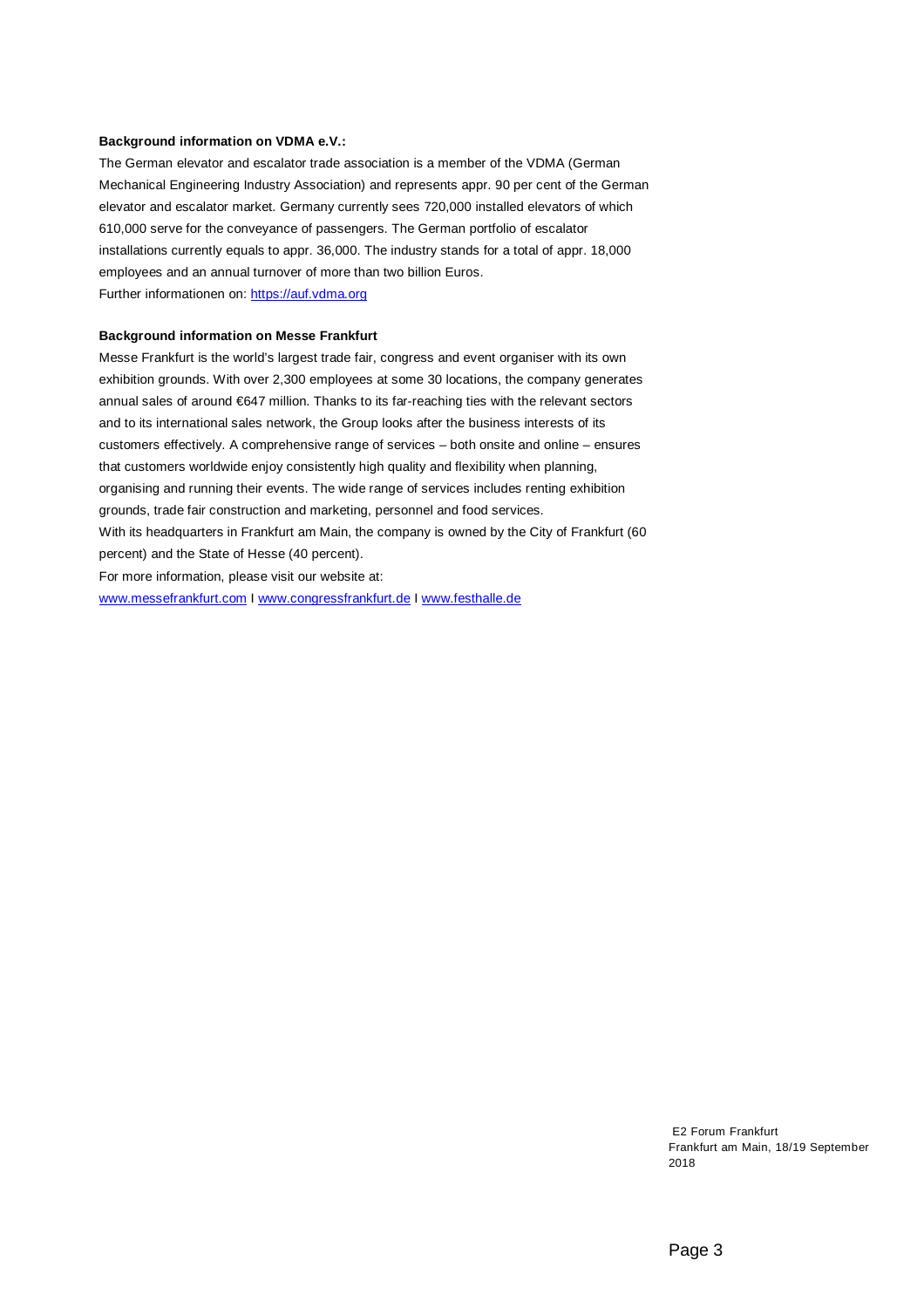**Background information on VDMA e.V.:**

The German elevator and escalator trade association is a member of the VDMA (German Mechanical Engineering Industry Association) and represents appr. 90 per cent of the German elevator and escalator market. Germany currently sees 720,000 installed elevators of which 610,000 serve for the conveyance of passengers. The German portfolio of escalator installations currently equals to appr. 36,000. The industry stands for a total of appr. 18,000 employees and an annual turnover of more than two billion Euros.

Further informationen on: https://auf.vdma.org

**Background information on Messe Frankfurt**

Messe Frankfurt is the world's largest trade fair, congress and event organiser with its own exhibition grounds. With over 2,300 employees at some 30 locations, the company generates annual sales of around €647 million. Thanks to its far-reaching ties with the relevant sectors and to its international sales network, the Group looks after the business interests of its customers effectively. A comprehensive range of services – both onsite and online – ensures that customers worldwide enjoy consistently high quality and flexibility when planning, organising and running their events. The wide range of services includes renting exhibition grounds, trade fair construction and marketing, personnel and food services.

With its headquarters in Frankfurt am Main, the company is owned by the City of Frankfurt (60 percent) and the State of Hesse (40 percent).

For more information, please visit our website at:

www.messefrankfurt.com I www.congressfrankfurt.de I www.festhalle.de